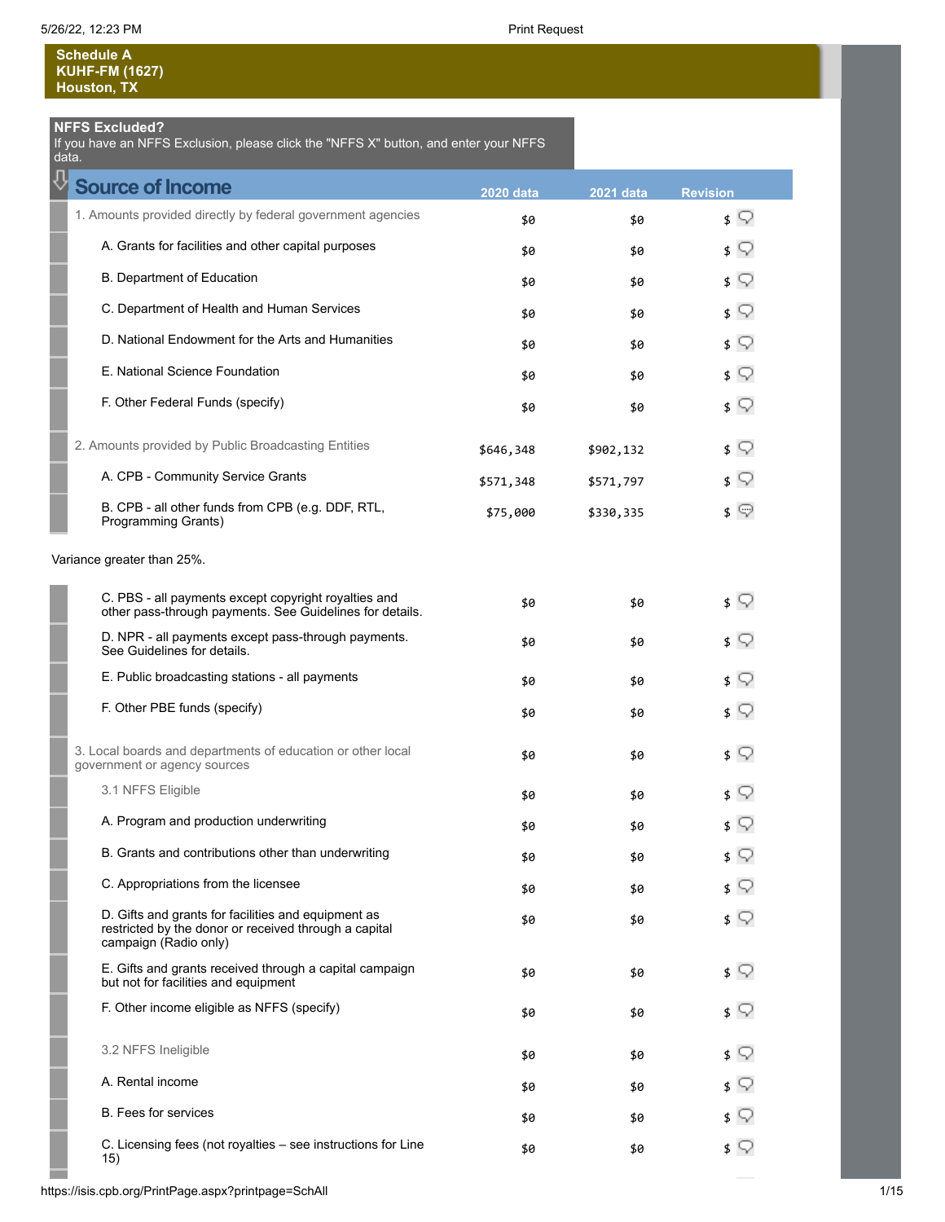## Schedule A
**KUHF-FM (1627)**
**Houston, TX**

**NFFS Excluded?**
If you have an NFFS Exclusion, please click the "NFFS X" button, and enter your NFFS data.

| Source of Income | 2020 data | 2021 data | Revision |
|---|---|---|---|
| 1. Amounts provided directly by federal government agencies | $0 | $0 | $ |
| A. Grants for facilities and other capital purposes | $0 | $0 | $ |
| B. Department of Education | $0 | $0 | $ |
| C. Department of Health and Human Services | $0 | $0 | $ |
| D. National Endowment for the Arts and Humanities | $0 | $0 | $ |
| E. National Science Foundation | $0 | $0 | $ |
| F. Other Federal Funds (specify) | $0 | $0 | $ |
| 2. Amounts provided by Public Broadcasting Entities | $646,348 | $902,132 | $ |
| A. CPB - Community Service Grants | $571,348 | $571,797 | $ |
| B. CPB - all other funds from CPB (e.g. DDF, RTL, Programming Grants) | $75,000 | $330,335 | $ |

Variance greater than 25%.

| Source of Income | 2020 data | 2021 data | Revision |
|---|---|---|---|
| C. PBS - all payments except copyright royalties and other pass-through payments. See Guidelines for details. | $0 | $0 | $ |
| D. NPR - all payments except pass-through payments. See Guidelines for details. | $0 | $0 | $ |
| E. Public broadcasting stations - all payments | $0 | $0 | $ |
| F. Other PBE funds (specify) | $0 | $0 | $ |
| 3. Local boards and departments of education or other local government or agency sources | $0 | $0 | $ |
| 3.1 NFFS Eligible | $0 | $0 | $ |
| A. Program and production underwriting | $0 | $0 | $ |
| B. Grants and contributions other than underwriting | $0 | $0 | $ |
| C. Appropriations from the licensee | $0 | $0 | $ |
| D. Gifts and grants for facilities and equipment as restricted by the donor or received through a capital campaign (Radio only) | $0 | $0 | $ |
| E. Gifts and grants received through a capital campaign but not for facilities and equipment | $0 | $0 | $ |
| F. Other income eligible as NFFS (specify) | $0 | $0 | $ |
| 3.2 NFFS Ineligible | $0 | $0 | $ |
| A. Rental income | $0 | $0 | $ |
| B. Fees for services | $0 | $0 | $ |
| C. Licensing fees (not royalties – see instructions for Line 15) | $0 | $0 | $ |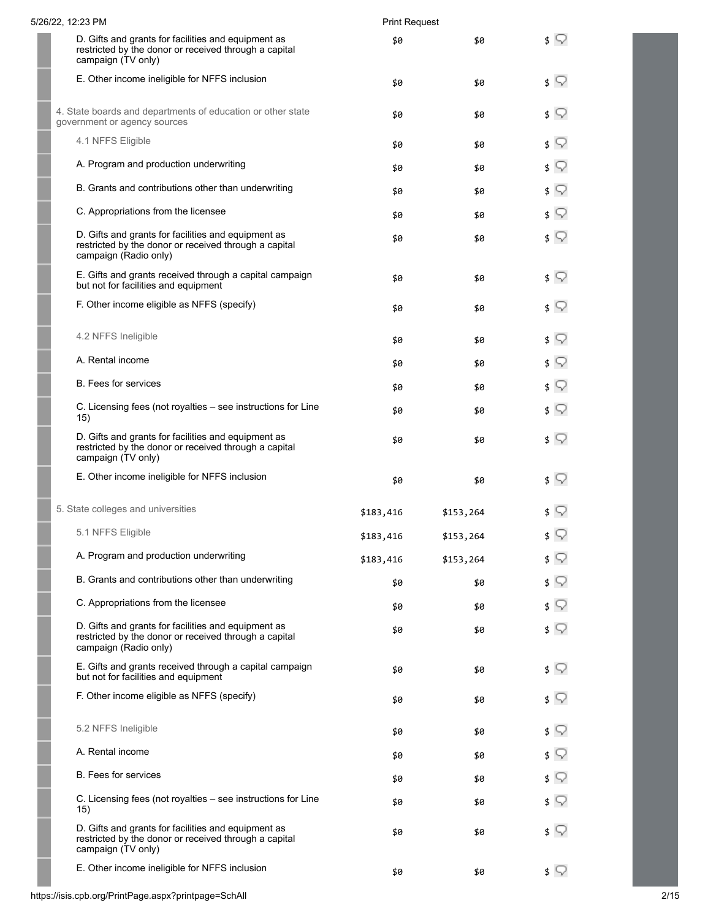| | | | |
|---|---|---|---|
| D. Gifts and grants for facilities and equipment as restricted by the donor or received through a capital campaign (TV only) | $0 | $0 | $ |
| E. Other income ineligible for NFFS inclusion | $0 | $0 | $ |
| 4. State boards and departments of education or other state government or agency sources | $0 | $0 | $ |
| 4.1 NFFS Eligible | $0 | $0 | $ |
| A. Program and production underwriting | $0 | $0 | $ |
| B. Grants and contributions other than underwriting | $0 | $0 | $ |
| C. Appropriations from the licensee | $0 | $0 | $ |
| D. Gifts and grants for facilities and equipment as restricted by the donor or received through a capital campaign (Radio only) | $0 | $0 | $ |
| E. Gifts and grants received through a capital campaign but not for facilities and equipment | $0 | $0 | $ |
| F. Other income eligible as NFFS (specify) | $0 | $0 | $ |
| 4.2 NFFS Ineligible | $0 | $0 | $ |
| A. Rental income | $0 | $0 | $ |
| B. Fees for services | $0 | $0 | $ |
| C. Licensing fees (not royalties – see instructions for Line 15) | $0 | $0 | $ |
| D. Gifts and grants for facilities and equipment as restricted by the donor or received through a capital campaign (TV only) | $0 | $0 | $ |
| E. Other income ineligible for NFFS inclusion | $0 | $0 | $ |
| 5. State colleges and universities | $183,416 | $153,264 | $ |
| 5.1 NFFS Eligible | $183,416 | $153,264 | $ |
| A. Program and production underwriting | $183,416 | $153,264 | $ |
| B. Grants and contributions other than underwriting | $0 | $0 | $ |
| C. Appropriations from the licensee | $0 | $0 | $ |
| D. Gifts and grants for facilities and equipment as restricted by the donor or received through a capital campaign (Radio only) | $0 | $0 | $ |
| E. Gifts and grants received through a capital campaign but not for facilities and equipment | $0 | $0 | $ |
| F. Other income eligible as NFFS (specify) | $0 | $0 | $ |
| 5.2 NFFS Ineligible | $0 | $0 | $ |
| A. Rental income | $0 | $0 | $ |
| B. Fees for services | $0 | $0 | $ |
| C. Licensing fees (not royalties – see instructions for Line 15) | $0 | $0 | $ |
| D. Gifts and grants for facilities and equipment as restricted by the donor or received through a capital campaign (TV only) | $0 | $0 | $ |
| E. Other income ineligible for NFFS inclusion | $0 | $0 | $ |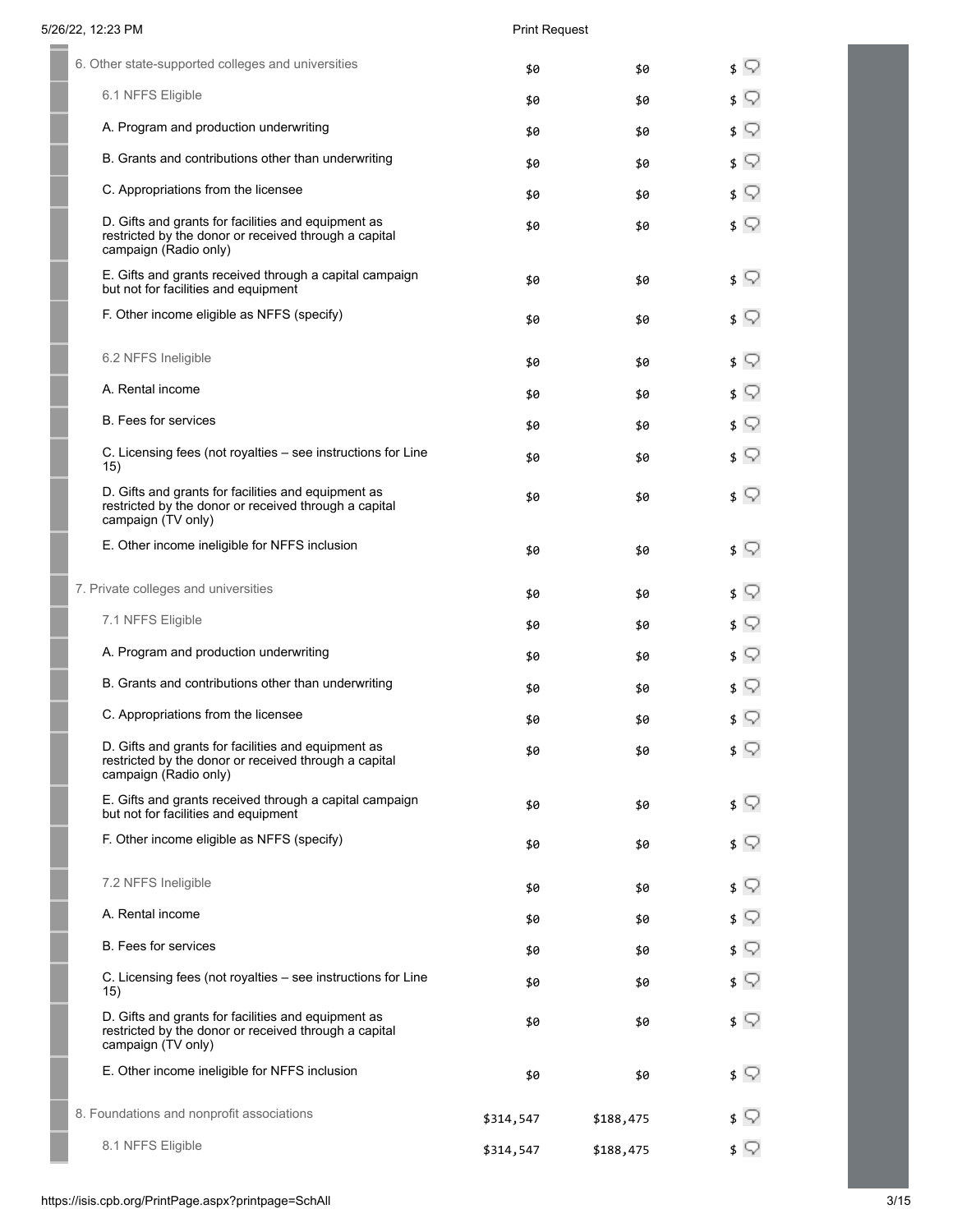| | | | |
|---|---|---|---|
| 6. Other state-supported colleges and universities | $0 | $0 | $ |
| 6.1 NFFS Eligible | $0 | $0 | $ |
| A. Program and production underwriting | $0 | $0 | $ |
| B. Grants and contributions other than underwriting | $0 | $0 | $ |
| C. Appropriations from the licensee | $0 | $0 | $ |
| D. Gifts and grants for facilities and equipment as restricted by the donor or received through a capital campaign (Radio only) | $0 | $0 | $ |
| E. Gifts and grants received through a capital campaign but not for facilities and equipment | $0 | $0 | $ |
| F. Other income eligible as NFFS (specify) | $0 | $0 | $ |
| 6.2 NFFS Ineligible | $0 | $0 | $ |
| A. Rental income | $0 | $0 | $ |
| B. Fees for services | $0 | $0 | $ |
| C. Licensing fees (not royalties – see instructions for Line 15) | $0 | $0 | $ |
| D. Gifts and grants for facilities and equipment as restricted by the donor or received through a capital campaign (TV only) | $0 | $0 | $ |
| E. Other income ineligible for NFFS inclusion | $0 | $0 | $ |
| 7. Private colleges and universities | $0 | $0 | $ |
| 7.1 NFFS Eligible | $0 | $0 | $ |
| A. Program and production underwriting | $0 | $0 | $ |
| B. Grants and contributions other than underwriting | $0 | $0 | $ |
| C. Appropriations from the licensee | $0 | $0 | $ |
| D. Gifts and grants for facilities and equipment as restricted by the donor or received through a capital campaign (Radio only) | $0 | $0 | $ |
| E. Gifts and grants received through a capital campaign but not for facilities and equipment | $0 | $0 | $ |
| F. Other income eligible as NFFS (specify) | $0 | $0 | $ |
| 7.2 NFFS Ineligible | $0 | $0 | $ |
| A. Rental income | $0 | $0 | $ |
| B. Fees for services | $0 | $0 | $ |
| C. Licensing fees (not royalties – see instructions for Line 15) | $0 | $0 | $ |
| D. Gifts and grants for facilities and equipment as restricted by the donor or received through a capital campaign (TV only) | $0 | $0 | $ |
| E. Other income ineligible for NFFS inclusion | $0 | $0 | $ |
| 8. Foundations and nonprofit associations | $314,547 | $188,475 | $ |
| 8.1 NFFS Eligible | $314,547 | $188,475 | $ |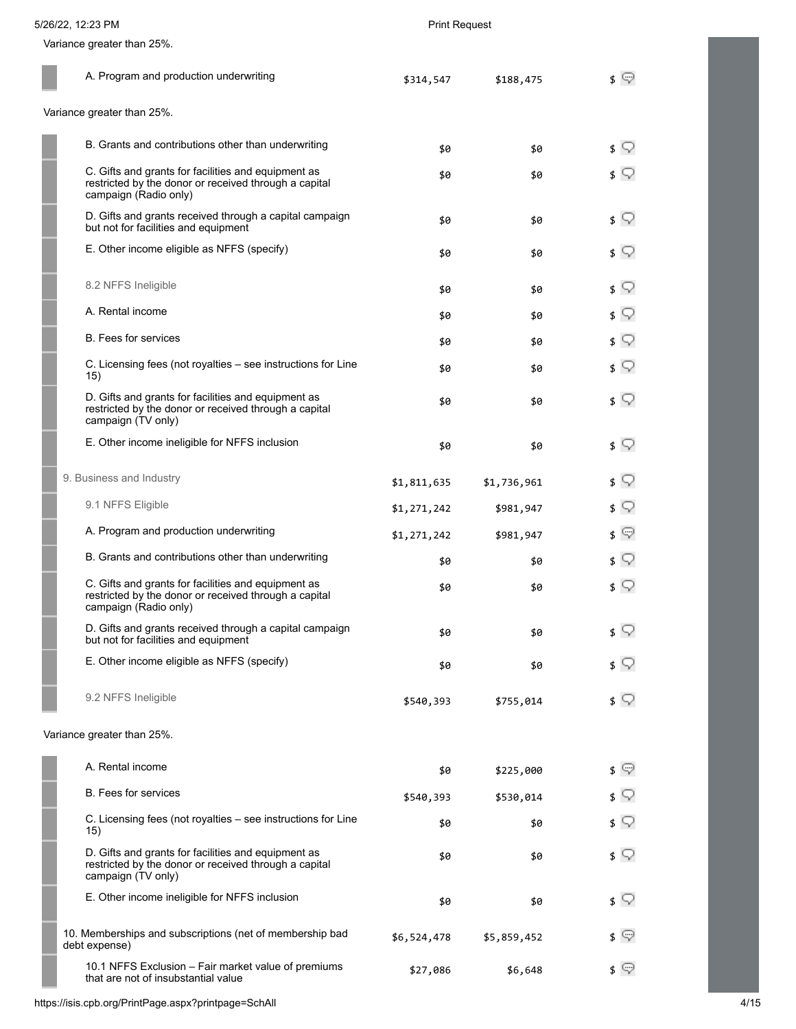Variance greater than 25%.

| | | | |
|---|---|---|---|
| A. Program and production underwriting | $314,547 | $188,475 | $ |

Variance greater than 25%.

| | | | |
|---|---|---|---|
| B. Grants and contributions other than underwriting | $0 | $0 | $ |
| C. Gifts and grants for facilities and equipment as restricted by the donor or received through a capital campaign (Radio only) | $0 | $0 | $ |
| D. Gifts and grants received through a capital campaign but not for facilities and equipment | $0 | $0 | $ |
| E. Other income eligible as NFFS (specify) | $0 | $0 | $ |
| 8.2 NFFS Ineligible | $0 | $0 | $ |
| A. Rental income | $0 | $0 | $ |
| B. Fees for services | $0 | $0 | $ |
| C. Licensing fees (not royalties – see instructions for Line 15) | $0 | $0 | $ |
| D. Gifts and grants for facilities and equipment as restricted by the donor or received through a capital campaign (TV only) | $0 | $0 | $ |
| E. Other income ineligible for NFFS inclusion | $0 | $0 | $ |
| 9. Business and Industry | $1,811,635 | $1,736,961 | $ |
| 9.1 NFFS Eligible | $1,271,242 | $981,947 | $ |
| A. Program and production underwriting | $1,271,242 | $981,947 | $ |
| B. Grants and contributions other than underwriting | $0 | $0 | $ |
| C. Gifts and grants for facilities and equipment as restricted by the donor or received through a capital campaign (Radio only) | $0 | $0 | $ |
| D. Gifts and grants received through a capital campaign but not for facilities and equipment | $0 | $0 | $ |
| E. Other income eligible as NFFS (specify) | $0 | $0 | $ |
| 9.2 NFFS Ineligible | $540,393 | $755,014 | $ |

Variance greater than 25%.

| | | | |
|---|---|---|---|
| A. Rental income | $0 | $225,000 | $ |
| B. Fees for services | $540,393 | $530,014 | $ |
| C. Licensing fees (not royalties – see instructions for Line 15) | $0 | $0 | $ |
| D. Gifts and grants for facilities and equipment as restricted by the donor or received through a capital campaign (TV only) | $0 | $0 | $ |
| E. Other income ineligible for NFFS inclusion | $0 | $0 | $ |
| 10. Memberships and subscriptions (net of membership bad debt expense) | $6,524,478 | $5,859,452 | $ |
| 10.1 NFFS Exclusion – Fair market value of premiums that are not of insubstantial value | $27,086 | $6,648 | $ |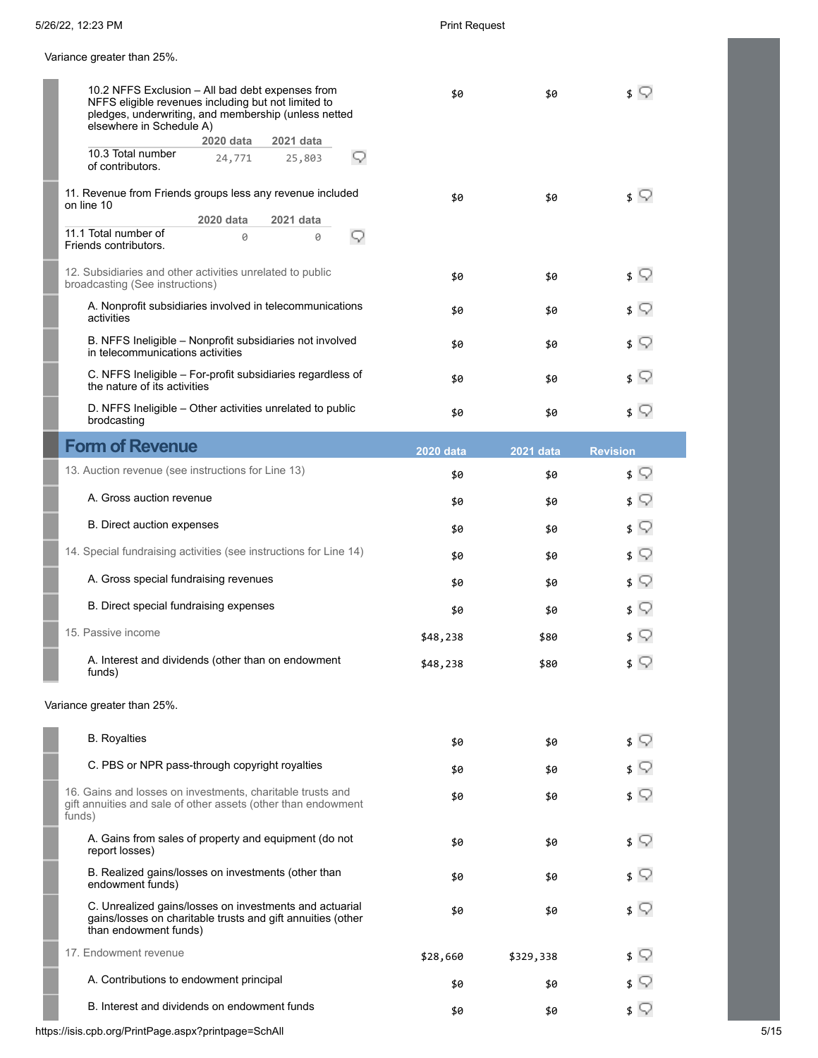Variance greater than 25%.

| | | | |
|---|---|---|---|
| 10.2 NFFS Exclusion – All bad debt expenses from NFFS eligible revenues including but not limited to pledges, underwriting, and membership (unless netted elsewhere in Schedule A) | $0 | $0 | $ |

| | 2020 data | 2021 data |
|---|---|---|
| 10.3 Total number of contributors. | 24,771 | 25,803 |

| | | | |
|---|---|---|---|
| 11. Revenue from Friends groups less any revenue included on line 10 | $0 | $0 | $ |

| | 2020 data | 2021 data |
|---|---|---|
| 11.1 Total number of Friends contributors. | 0 | 0 |

| | | | |
|---|---|---|---|
| 12. Subsidiaries and other activities unrelated to public broadcasting (See instructions) | $0 | $0 | $ |
| A. Nonprofit subsidiaries involved in telecommunications activities | $0 | $0 | $ |
| B. NFFS Ineligible – Nonprofit subsidiaries not involved in telecommunications activities | $0 | $0 | $ |
| C. NFFS Ineligible – For-profit subsidiaries regardless of the nature of its activities | $0 | $0 | $ |
| D. NFFS Ineligible – Other activities unrelated to public brodcasting | $0 | $0 | $ |

## Form of Revenue

| Form of Revenue | 2020 data | 2021 data | Revision |
|---|---|---|---|
| 13. Auction revenue (see instructions for Line 13) | $0 | $0 | $ |
| A. Gross auction revenue | $0 | $0 | $ |
| B. Direct auction expenses | $0 | $0 | $ |
| 14. Special fundraising activities (see instructions for Line 14) | $0 | $0 | $ |
| A. Gross special fundraising revenues | $0 | $0 | $ |
| B. Direct special fundraising expenses | $0 | $0 | $ |
| 15. Passive income | $48,238 | $80 | $ |
| A. Interest and dividends (other than on endowment funds) | $48,238 | $80 | $ |

Variance greater than 25%.

| | | | |
|---|---|---|---|
| B. Royalties | $0 | $0 | $ |
| C. PBS or NPR pass-through copyright royalties | $0 | $0 | $ |
| 16. Gains and losses on investments, charitable trusts and gift annuities and sale of other assets (other than endowment funds) | $0 | $0 | $ |
| A. Gains from sales of property and equipment (do not report losses) | $0 | $0 | $ |
| B. Realized gains/losses on investments (other than endowment funds) | $0 | $0 | $ |
| C. Unrealized gains/losses on investments and actuarial gains/losses on charitable trusts and gift annuities (other than endowment funds) | $0 | $0 | $ |
| 17. Endowment revenue | $28,660 | $329,338 | $ |
| A. Contributions to endowment principal | $0 | $0 | $ |
| B. Interest and dividends on endowment funds | $0 | $0 | $ |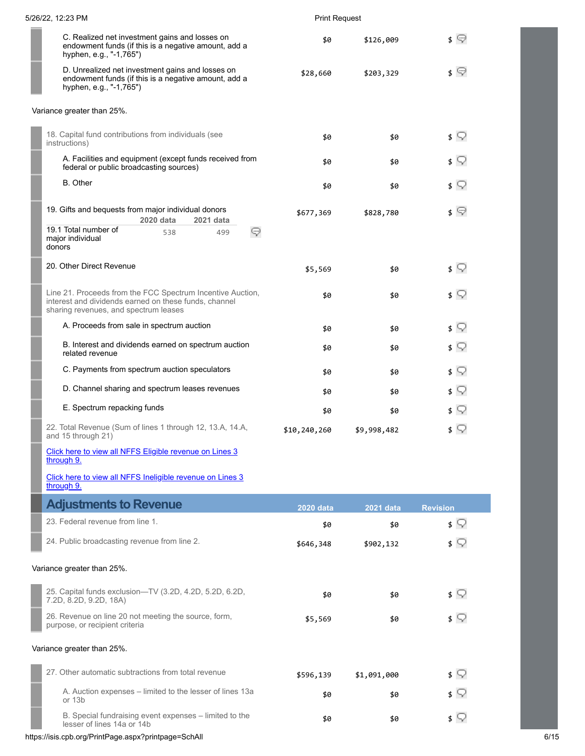| | 2020 data | 2021 data | Revision |
|---|---|---|---|
| C. Realized net investment gains and losses on endowment funds (if this is a negative amount, add a hyphen, e.g., "-1,765") | $0 | $126,009 | $ |
| D. Unrealized net investment gains and losses on endowment funds (if this is a negative amount, add a hyphen, e.g., "-1,765") | $28,660 | $203,329 | $ |

Variance greater than 25%.

| | 2020 data | 2021 data | Revision |
|---|---|---|---|
| 18. Capital fund contributions from individuals (see instructions) | $0 | $0 | $ |
| A. Facilities and equipment (except funds received from federal or public broadcasting sources) | $0 | $0 | $ |
| B. Other | $0 | $0 | $ |
| 19. Gifts and bequests from major individual donors | $677,369 | $828,780 | $ |
| 19.1 Total number of major individual donors | 538 | 499 | |
| 20. Other Direct Revenue | $5,569 | $0 | $ |
| Line 21. Proceeds from the FCC Spectrum Incentive Auction, interest and dividends earned on these funds, channel sharing revenues, and spectrum leases | $0 | $0 | $ |
| A. Proceeds from sale in spectrum auction | $0 | $0 | $ |
| B. Interest and dividends earned on spectrum auction related revenue | $0 | $0 | $ |
| C. Payments from spectrum auction speculators | $0 | $0 | $ |
| D. Channel sharing and spectrum leases revenues | $0 | $0 | $ |
| E. Spectrum repacking funds | $0 | $0 | $ |
| 22. Total Revenue (Sum of lines 1 through 12, 13.A, 14.A, and 15 through 21) | $10,240,260 | $9,998,482 | $ |

Click here to view all NFFS Eligible revenue on Lines 3 through 9.

Click here to view all NFFS Ineligible revenue on Lines 3 through 9.

## Adjustments to Revenue

| | 2020 data | 2021 data | Revision |
|---|---|---|---|
| 23. Federal revenue from line 1. | $0 | $0 | $ |
| 24. Public broadcasting revenue from line 2. | $646,348 | $902,132 | $ |

Variance greater than 25%.

| | 2020 data | 2021 data | Revision |
|---|---|---|---|
| 25. Capital funds exclusion—TV (3.2D, 4.2D, 5.2D, 6.2D, 7.2D, 8.2D, 9.2D, 18A) | $0 | $0 | $ |
| 26. Revenue on line 20 not meeting the source, form, purpose, or recipient criteria | $5,569 | $0 | $ |

Variance greater than 25%.

| | 2020 data | 2021 data | Revision |
|---|---|---|---|
| 27. Other automatic subtractions from total revenue | $596,139 | $1,091,000 | $ |
| A. Auction expenses – limited to the lesser of lines 13a or 13b | $0 | $0 | $ |
| B. Special fundraising event expenses – limited to the lesser of lines 14a or 14b | $0 | $0 | $ |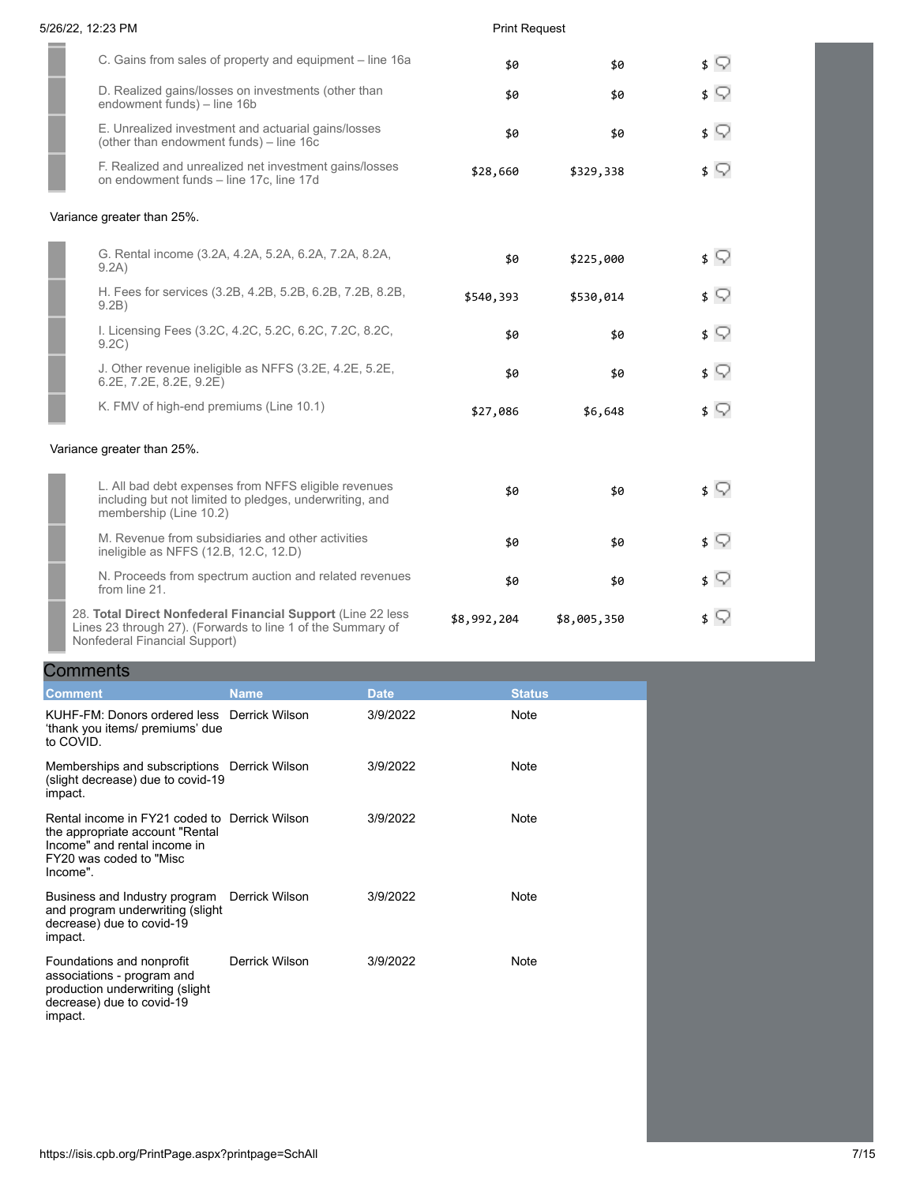| | | | |
|---|---|---|---|
| C. Gains from sales of property and equipment – line 16a | $0 | $0 | $ |
| D. Realized gains/losses on investments (other than endowment funds) – line 16b | $0 | $0 | $ |
| E. Unrealized investment and actuarial gains/losses (other than endowment funds) – line 16c | $0 | $0 | $ |
| F. Realized and unrealized net investment gains/losses on endowment funds – line 17c, line 17d | $28,660 | $329,338 | $ |

Variance greater than 25%.

| | | | |
|---|---|---|---|
| G. Rental income (3.2A, 4.2A, 5.2A, 6.2A, 7.2A, 8.2A, 9.2A) | $0 | $225,000 | $ |
| H. Fees for services (3.2B, 4.2B, 5.2B, 6.2B, 7.2B, 8.2B, 9.2B) | $540,393 | $530,014 | $ |
| I. Licensing Fees (3.2C, 4.2C, 5.2C, 6.2C, 7.2C, 8.2C, 9.2C) | $0 | $0 | $ |
| J. Other revenue ineligible as NFFS (3.2E, 4.2E, 5.2E, 6.2E, 7.2E, 8.2E, 9.2E) | $0 | $0 | $ |
| K. FMV of high-end premiums (Line 10.1) | $27,086 | $6,648 | $ |

Variance greater than 25%.

| | | | |
|---|---|---|---|
| L. All bad debt expenses from NFFS eligible revenues including but not limited to pledges, underwriting, and membership (Line 10.2) | $0 | $0 | $ |
| M. Revenue from subsidiaries and other activities ineligible as NFFS (12.B, 12.C, 12.D) | $0 | $0 | $ |
| N. Proceeds from spectrum auction and related revenues from line 21. | $0 | $0 | $ |
| 28. **Total Direct Nonfederal Financial Support** (Line 22 less Lines 23 through 27). (Forwards to line 1 of the Summary of Nonfederal Financial Support) | $8,992,204 | $8,005,350 | $ |

## Comments

| Comment | Name | Date | Status |
|---|---|---|---|
| KUHF-FM: Donors ordered less 'thank you items/ premiums' due to COVID. | Derrick Wilson | 3/9/2022 | Note |
| Memberships and subscriptions (slight decrease) due to covid-19 impact. | Derrick Wilson | 3/9/2022 | Note |
| Rental income in FY21 coded to the appropriate account "Rental Income" and rental income in FY20 was coded to "Misc Income". | Derrick Wilson | 3/9/2022 | Note |
| Business and Industry program and program underwriting (slight decrease) due to covid-19 impact. | Derrick Wilson | 3/9/2022 | Note |
| Foundations and nonprofit associations - program and production underwriting (slight decrease) due to covid-19 impact. | Derrick Wilson | 3/9/2022 | Note |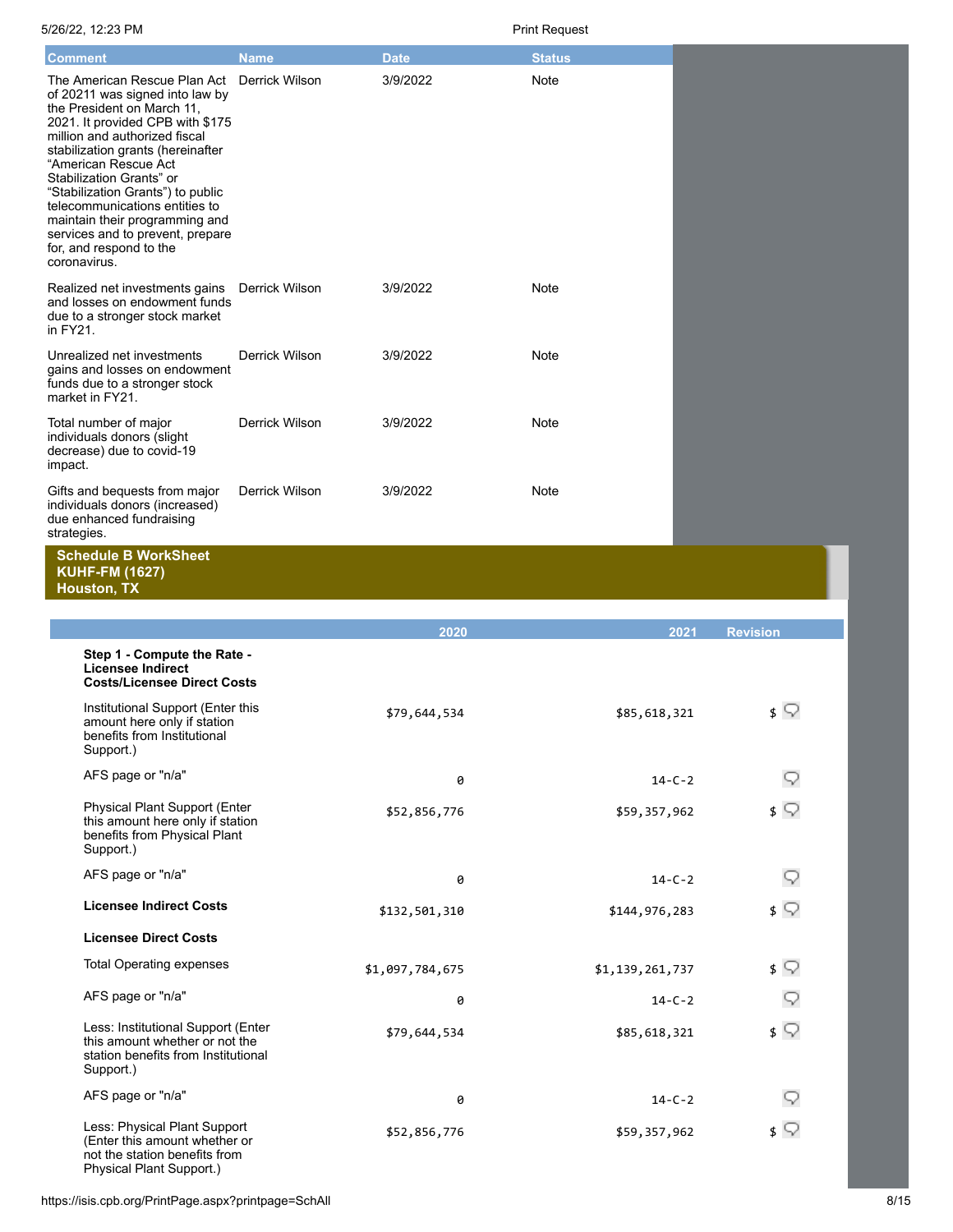| Comment | Name | Date | Status |
|---|---|---|---|
| The American Rescue Plan Act of 20211 was signed into law by the President on March 11, 2021. It provided CPB with $175 million and authorized fiscal stabilization grants (hereinafter “American Rescue Act Stabilization Grants” or “Stabilization Grants”) to public telecommunications entities to maintain their programming and services and to prevent, prepare for, and respond to the coronavirus. | Derrick Wilson | 3/9/2022 | Note |
| Realized net investments gains and losses on endowment funds due to a stronger stock market in FY21. | Derrick Wilson | 3/9/2022 | Note |
| Unrealized net investments gains and losses on endowment funds due to a stronger stock market in FY21. | Derrick Wilson | 3/9/2022 | Note |
| Total number of major individuals donors (slight decrease) due to covid-19 impact. | Derrick Wilson | 3/9/2022 | Note |
| Gifts and bequests from major individuals donors (increased) due enhanced fundraising strategies. | Derrick Wilson | 3/9/2022 | Note |

## Schedule B WorkSheet
## KUHF-FM (1627)
## Houston, TX

| | 2020 | 2021 | Revision |
|---|---|---|---|
| **Step 1 - Compute the Rate - Licensee Indirect Costs/Licensee Direct Costs** | | | |
| Institutional Support (Enter this amount here only if station benefits from Institutional Support.) | $79,644,534 | $85,618,321 | $ |
| AFS page or "n/a" | 0 | 14-C-2 | |
| Physical Plant Support (Enter this amount here only if station benefits from Physical Plant Support.) | $52,856,776 | $59,357,962 | $ |
| AFS page or "n/a" | 0 | 14-C-2 | |
| **Licensee Indirect Costs** | $132,501,310 | $144,976,283 | $ |
| **Licensee Direct Costs** | | | |
| Total Operating expenses | $1,097,784,675 | $1,139,261,737 | $ |
| AFS page or "n/a" | 0 | 14-C-2 | |
| Less: Institutional Support (Enter this amount whether or not the station benefits from Institutional Support.) | $79,644,534 | $85,618,321 | $ |
| AFS page or "n/a" | 0 | 14-C-2 | |
| Less: Physical Plant Support (Enter this amount whether or not the station benefits from Physical Plant Support.) | $52,856,776 | $59,357,962 | $ |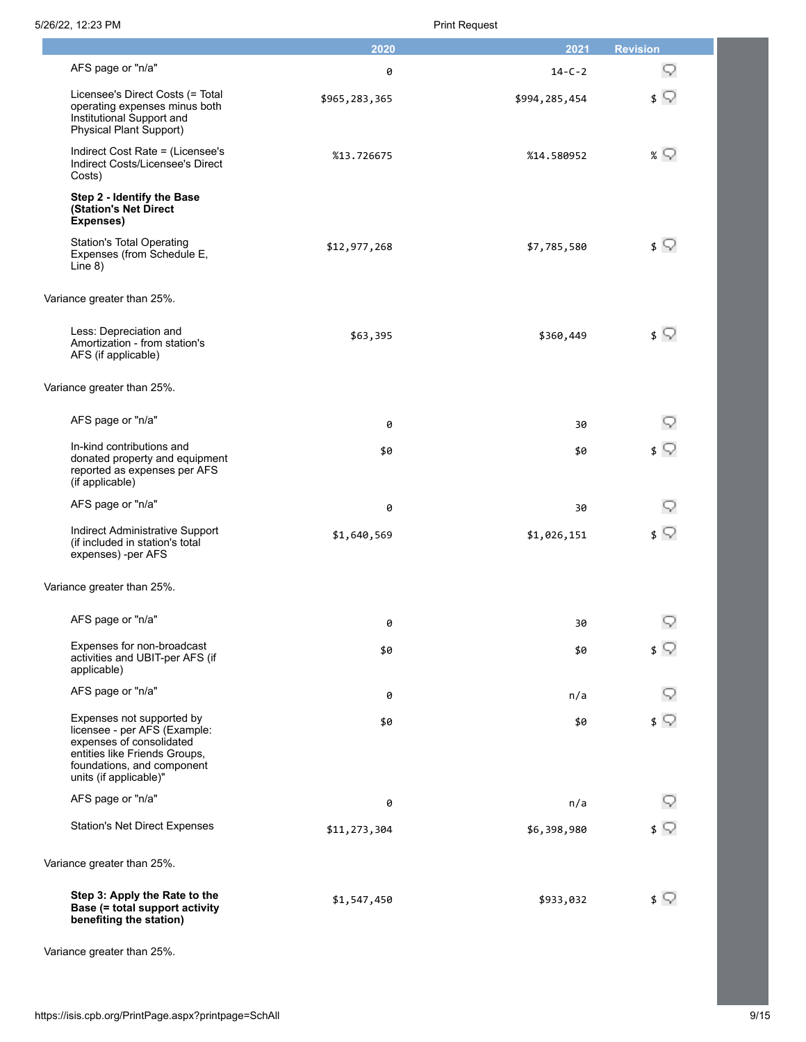| | 2020 | 2021 | Revision |
|---|---|---|---|
| AFS page or "n/a" | 0 | 14-C-2 | |
| Licensee's Direct Costs (= Total operating expenses minus both Institutional Support and Physical Plant Support) | $965,283,365 | $994,285,454 | $ |
| Indirect Cost Rate = (Licensee's Indirect Costs/Licensee's Direct Costs) | %13.726675 | %14.580952 | % |
| **Step 2 - Identify the Base (Station's Net Direct Expenses)** | | | |
| Station's Total Operating Expenses (from Schedule E, Line 8) | $12,977,268 | $7,785,580 | $ |
| Variance greater than 25%. | | | |
| Less: Depreciation and Amortization - from station's AFS (if applicable) | $63,395 | $360,449 | $ |
| Variance greater than 25%. | | | |
| AFS page or "n/a" | 0 | 30 | |
| In-kind contributions and donated property and equipment reported as expenses per AFS (if applicable) | $0 | $0 | $ |
| AFS page or "n/a" | 0 | 30 | |
| Indirect Administrative Support (if included in station's total expenses) -per AFS | $1,640,569 | $1,026,151 | $ |
| Variance greater than 25%. | | | |
| AFS page or "n/a" | 0 | 30 | |
| Expenses for non-broadcast activities and UBIT-per AFS (if applicable) | $0 | $0 | $ |
| AFS page or "n/a" | 0 | n/a | |
| Expenses not supported by licensee - per AFS (Example: expenses of consolidated entities like Friends Groups, foundations, and component units (if applicable)" | $0 | $0 | $ |
| AFS page or "n/a" | 0 | n/a | |
| Station's Net Direct Expenses | $11,273,304 | $6,398,980 | $ |
| Variance greater than 25%. | | | |
| **Step 3: Apply the Rate to the Base (= total support activity benefiting the station)** | $1,547,450 | $933,032 | $ |
| Variance greater than 25%. | | | |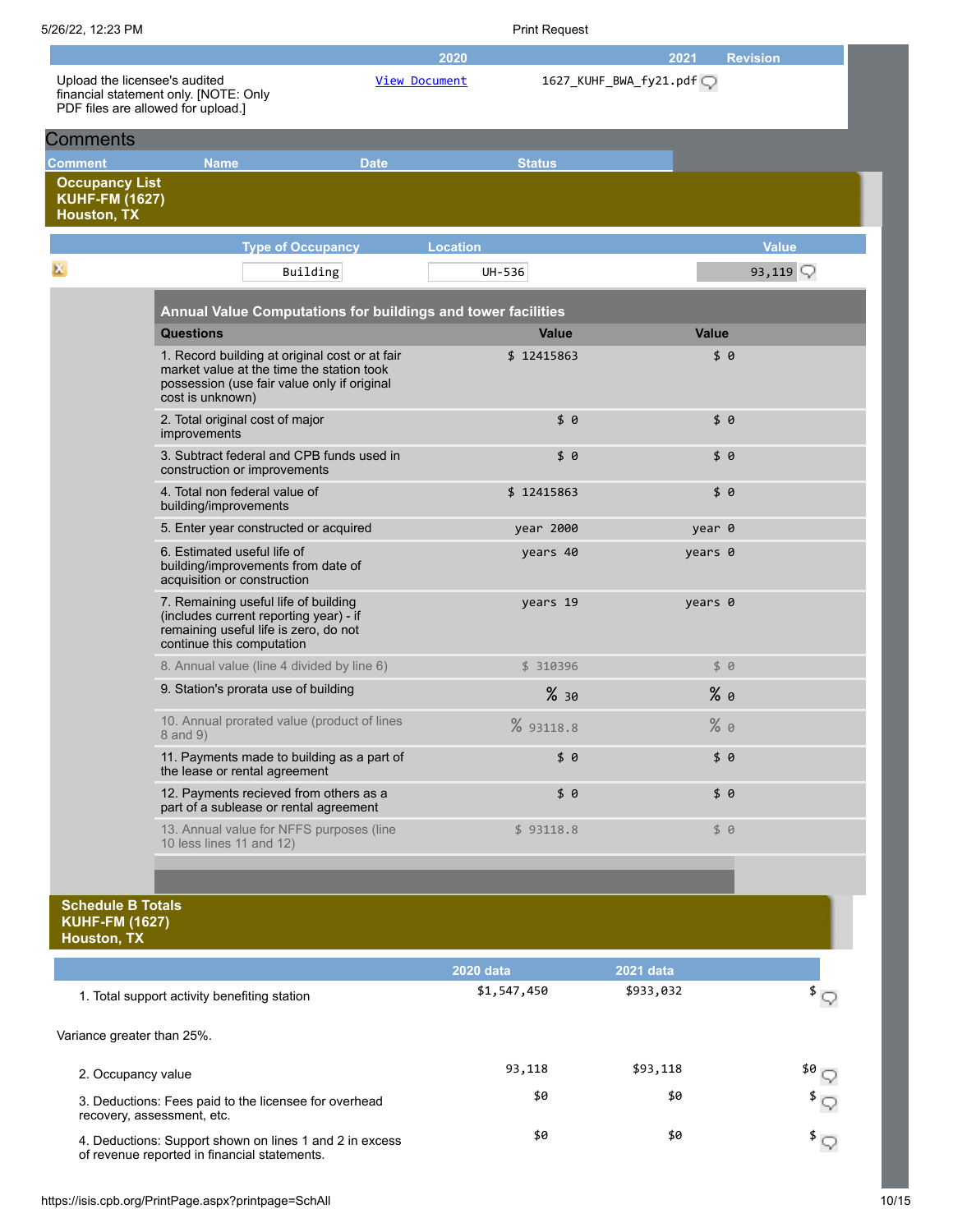| | 2020 | 2021 | Revision |
|---|---|---|---|
| Upload the licensee's audited financial statement only. [NOTE: Only PDF files are allowed for upload.] | View Document | 1627_KUHF_BWA_fy21.pdf | |

## Comments

| Comment | Name | Date | Status |
|---|---|---|---|

## Occupancy List
**KUHF-FM (1627)**
**Houston, TX**

| Type of Occupancy | Location | Value |
|---|---|---|
| Building | UH-536 | 93,119 |

### Annual Value Computations for buildings and tower facilities

| Questions | Value | Value |
|---|---|---|
| 1. Record building at original cost or at fair market value at the time the station took possession (use fair value only if original cost is unknown) | $ 12415863 | $ 0 |
| 2. Total original cost of major improvements | $ 0 | $ 0 |
| 3. Subtract federal and CPB funds used in construction or improvements | $ 0 | $ 0 |
| 4. Total non federal value of building/improvements | $ 12415863 | $ 0 |
| 5. Enter year constructed or acquired | year 2000 | year 0 |
| 6. Estimated useful life of building/improvements from date of acquisition or construction | years 40 | years 0 |
| 7. Remaining useful life of building (includes current reporting year) - if remaining useful life is zero, do not continue this computation | years 19 | years 0 |
| 8. Annual value (line 4 divided by line 6) | $ 310396 | $ 0 |
| 9. Station's prorata use of building | % 30 | % 0 |
| 10. Annual prorated value (product of lines 8 and 9) | % 93118.8 | % 0 |
| 11. Payments made to building as a part of the lease or rental agreement | $ 0 | $ 0 |
| 12. Payments recieved from others as a part of a sublease or rental agreement | $ 0 | $ 0 |
| 13. Annual value for NFFS purposes (line 10 less lines 11 and 12) | $ 93118.8 | $ 0 |

## Schedule B Totals
**KUHF-FM (1627)**
**Houston, TX**

| | 2020 data | 2021 data | |
|---|---|---|---|
| 1. Total support activity benefiting station | $1,547,450 | $933,032 | $ |
| Variance greater than 25%. | | | |
| 2. Occupancy value | 93,118 | $93,118 | $0 |
| 3. Deductions: Fees paid to the licensee for overhead recovery, assessment, etc. | $0 | $0 | $ |
| 4. Deductions: Support shown on lines 1 and 2 in excess of revenue reported in financial statements. | $0 | $0 | $ |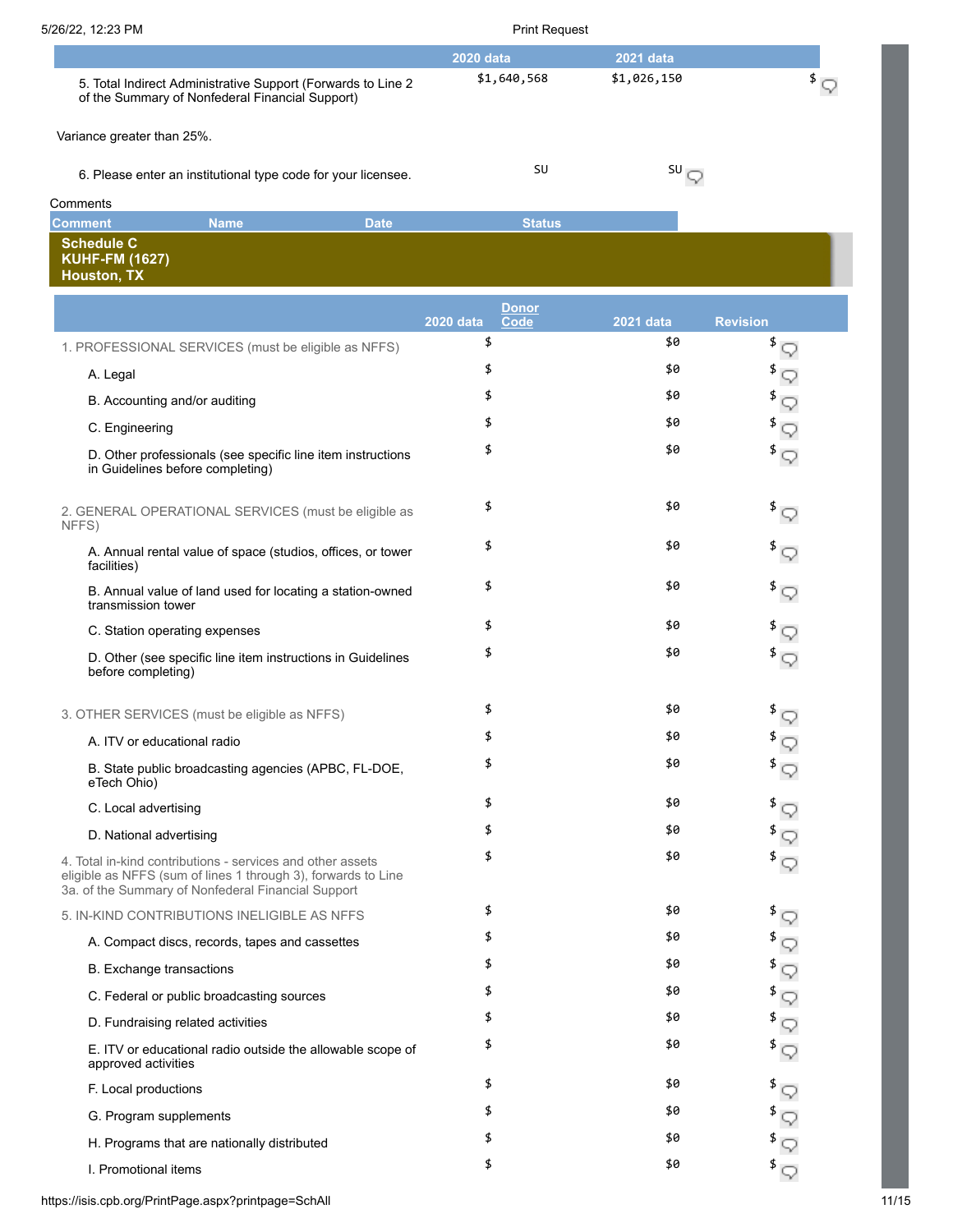| | 2020 data | 2021 data | |
|---|---|---|---|
| 5. Total Indirect Administrative Support (Forwards to Line 2 of the Summary of Nonfederal Financial Support) | $1,640,568 | $1,026,150 | $ |

Variance greater than 25%.

| | | | |
|---|---|---|---|
| 6. Please enter an institutional type code for your licensee. | SU | SU | |

Comments

| Comment | Name | Date | Status |
|---|---|---|---|

**Schedule C**
**KUHF-FM (1627)**
**Houston, TX**

| | 2020 data | Donor Code | 2021 data | Revision |
|---|---|---|---|---|
| 1. PROFESSIONAL SERVICES (must be eligible as NFFS) | $ | | $0 | $ |
| A. Legal | $ | | $0 | $ |
| B. Accounting and/or auditing | $ | | $0 | $ |
| C. Engineering | $ | | $0 | $ |
| D. Other professionals (see specific line item instructions in Guidelines before completing) | $ | | $0 | $ |
| 2. GENERAL OPERATIONAL SERVICES (must be eligible as NFFS) | $ | | $0 | $ |
| A. Annual rental value of space (studios, offices, or tower facilities) | $ | | $0 | $ |
| B. Annual value of land used for locating a station-owned transmission tower | $ | | $0 | $ |
| C. Station operating expenses | $ | | $0 | $ |
| D. Other (see specific line item instructions in Guidelines before completing) | $ | | $0 | $ |
| 3. OTHER SERVICES (must be eligible as NFFS) | $ | | $0 | $ |
| A. ITV or educational radio | $ | | $0 | $ |
| B. State public broadcasting agencies (APBC, FL-DOE, eTech Ohio) | $ | | $0 | $ |
| C. Local advertising | $ | | $0 | $ |
| D. National advertising | $ | | $0 | $ |
| 4. Total in-kind contributions - services and other assets eligible as NFFS (sum of lines 1 through 3), forwards to Line 3a. of the Summary of Nonfederal Financial Support | $ | | $0 | $ |
| 5. IN-KIND CONTRIBUTIONS INELIGIBLE AS NFFS | $ | | $0 | $ |
| A. Compact discs, records, tapes and cassettes | $ | | $0 | $ |
| B. Exchange transactions | $ | | $0 | $ |
| C. Federal or public broadcasting sources | $ | | $0 | $ |
| D. Fundraising related activities | $ | | $0 | $ |
| E. ITV or educational radio outside the allowable scope of approved activities | $ | | $0 | $ |
| F. Local productions | $ | | $0 | $ |
| G. Program supplements | $ | | $0 | $ |
| H. Programs that are nationally distributed | $ | | $0 | $ |
| I. Promotional items | $ | | $0 | $ |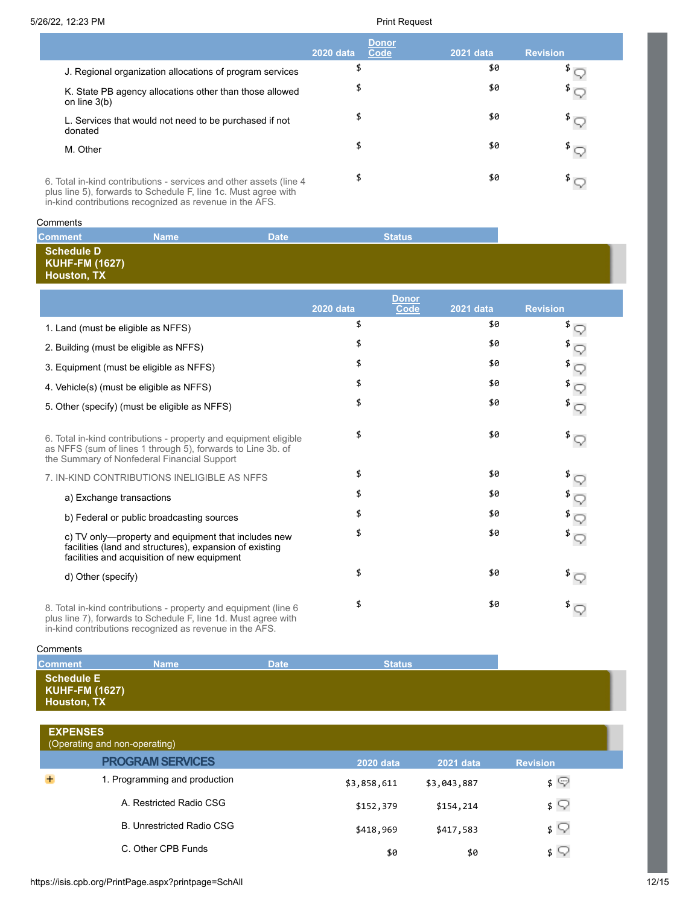| | 2020 data | Donor Code | 2021 data | Revision |
|---|---|---|---|---|
| J. Regional organization allocations of program services | $ | | $0 | $ |
| K. State PB agency allocations other than those allowed on line 3(b) | $ | | $0 | $ |
| L. Services that would not need to be purchased if not donated | $ | | $0 | $ |
| M. Other | $ | | $0 | $ |
| 6. Total in-kind contributions - services and other assets (line 4 plus line 5), forwards to Schedule F, line 1c. Must agree with in-kind contributions recognized as revenue in the AFS. | $ | | $0 | $ |

Comments

| Comment | Name | Date | Status |
|---|---|---|---|

## Schedule D
**KUHF-FM (1627)**
**Houston, TX**

| | 2020 data | Donor Code | 2021 data | Revision |
|---|---|---|---|---|
| 1. Land (must be eligible as NFFS) | $ | | $0 | $ |
| 2. Building (must be eligible as NFFS) | $ | | $0 | $ |
| 3. Equipment (must be eligible as NFFS) | $ | | $0 | $ |
| 4. Vehicle(s) (must be eligible as NFFS) | $ | | $0 | $ |
| 5. Other (specify) (must be eligible as NFFS) | $ | | $0 | $ |
| 6. Total in-kind contributions - property and equipment eligible as NFFS (sum of lines 1 through 5), forwards to Line 3b. of the Summary of Nonfederal Financial Support | $ | | $0 | $ |
| 7. IN-KIND CONTRIBUTIONS INELIGIBLE AS NFFS | $ | | $0 | $ |
| a) Exchange transactions | $ | | $0 | $ |
| b) Federal or public broadcasting sources | $ | | $0 | $ |
| c) TV only—property and equipment that includes new facilities (land and structures), expansion of existing facilities and acquisition of new equipment | $ | | $0 | $ |
| d) Other (specify) | $ | | $0 | $ |
| 8. Total in-kind contributions - property and equipment (line 6 plus line 7), forwards to Schedule F, line 1d. Must agree with in-kind contributions recognized as revenue in the AFS. | $ | | $0 | $ |

Comments

| Comment | Name | Date | Status |
|---|---|---|---|

## Schedule E
**KUHF-FM (1627)**
**Houston, TX**

### EXPENSES
(Operating and non-operating)

| PROGRAM SERVICES | 2020 data | 2021 data | Revision |
|---|---|---|---|
| 1. Programming and production | $3,858,611 | $3,043,887 | $ |
| A. Restricted Radio CSG | $152,379 | $154,214 | $ |
| B. Unrestricted Radio CSG | $418,969 | $417,583 | $ |
| C. Other CPB Funds | $0 | $0 | $ |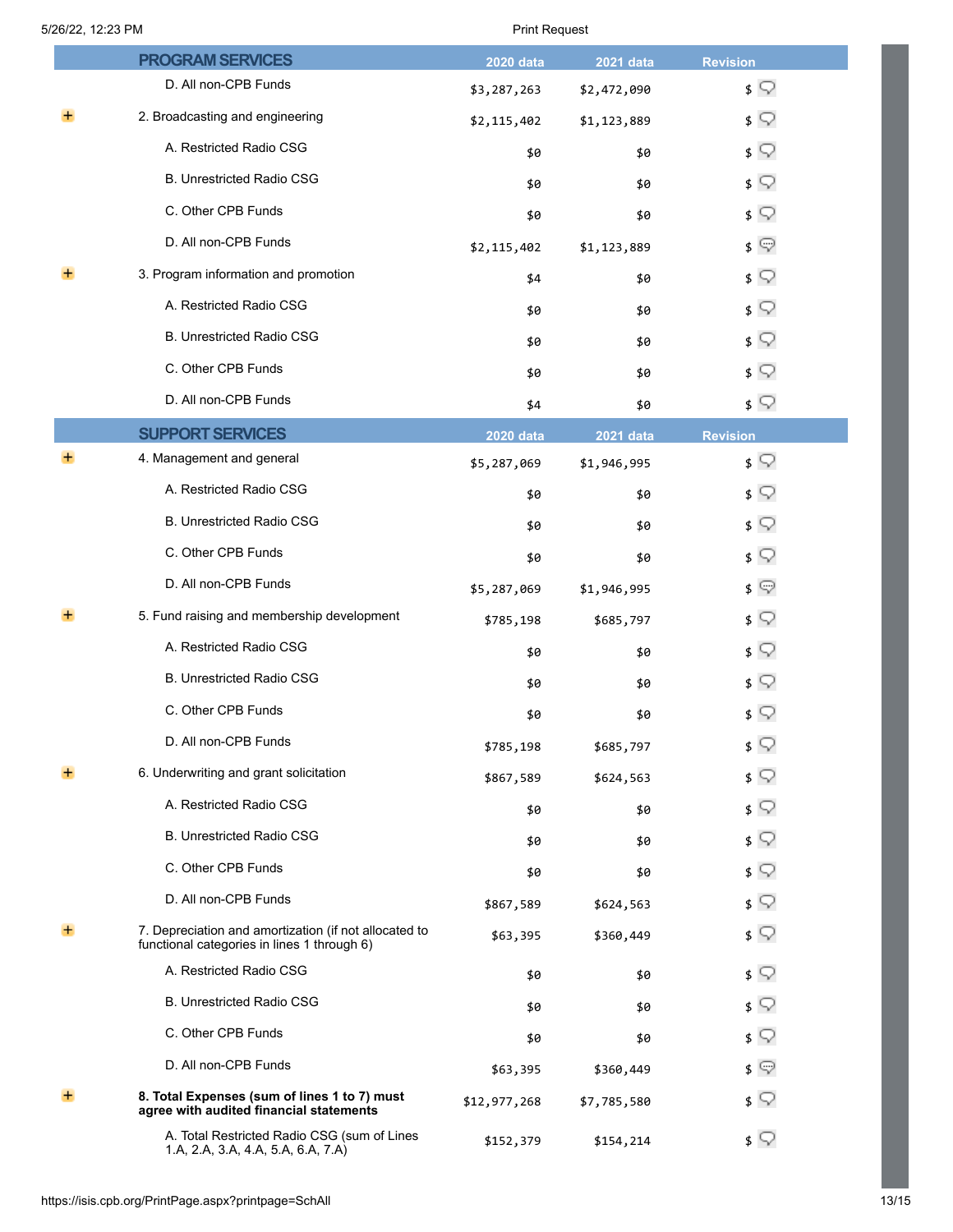| PROGRAM SERVICES | 2020 data | 2021 data | Revision |
|---|---|---|---|
| D. All non-CPB Funds | $3,287,263 | $2,472,090 | $ |
| 2. Broadcasting and engineering | $2,115,402 | $1,123,889 | $ |
| A. Restricted Radio CSG | $0 | $0 | $ |
| B. Unrestricted Radio CSG | $0 | $0 | $ |
| C. Other CPB Funds | $0 | $0 | $ |
| D. All non-CPB Funds | $2,115,402 | $1,123,889 | $ |
| 3. Program information and promotion | $4 | $0 | $ |
| A. Restricted Radio CSG | $0 | $0 | $ |
| B. Unrestricted Radio CSG | $0 | $0 | $ |
| C. Other CPB Funds | $0 | $0 | $ |
| D. All non-CPB Funds | $4 | $0 | $ |
| **SUPPORT SERVICES** | **2020 data** | **2021 data** | **Revision** |
| 4. Management and general | $5,287,069 | $1,946,995 | $ |
| A. Restricted Radio CSG | $0 | $0 | $ |
| B. Unrestricted Radio CSG | $0 | $0 | $ |
| C. Other CPB Funds | $0 | $0 | $ |
| D. All non-CPB Funds | $5,287,069 | $1,946,995 | $ |
| 5. Fund raising and membership development | $785,198 | $685,797 | $ |
| A. Restricted Radio CSG | $0 | $0 | $ |
| B. Unrestricted Radio CSG | $0 | $0 | $ |
| C. Other CPB Funds | $0 | $0 | $ |
| D. All non-CPB Funds | $785,198 | $685,797 | $ |
| 6. Underwriting and grant solicitation | $867,589 | $624,563 | $ |
| A. Restricted Radio CSG | $0 | $0 | $ |
| B. Unrestricted Radio CSG | $0 | $0 | $ |
| C. Other CPB Funds | $0 | $0 | $ |
| D. All non-CPB Funds | $867,589 | $624,563 | $ |
| 7. Depreciation and amortization (if not allocated to functional categories in lines 1 through 6) | $63,395 | $360,449 | $ |
| A. Restricted Radio CSG | $0 | $0 | $ |
| B. Unrestricted Radio CSG | $0 | $0 | $ |
| C. Other CPB Funds | $0 | $0 | $ |
| D. All non-CPB Funds | $63,395 | $360,449 | $ |
| **8. Total Expenses (sum of lines 1 to 7) must agree with audited financial statements** | $12,977,268 | $7,785,580 | $ |
| A. Total Restricted Radio CSG (sum of Lines 1.A, 2.A, 3.A, 4.A, 5.A, 6.A, 7.A) | $152,379 | $154,214 | $ |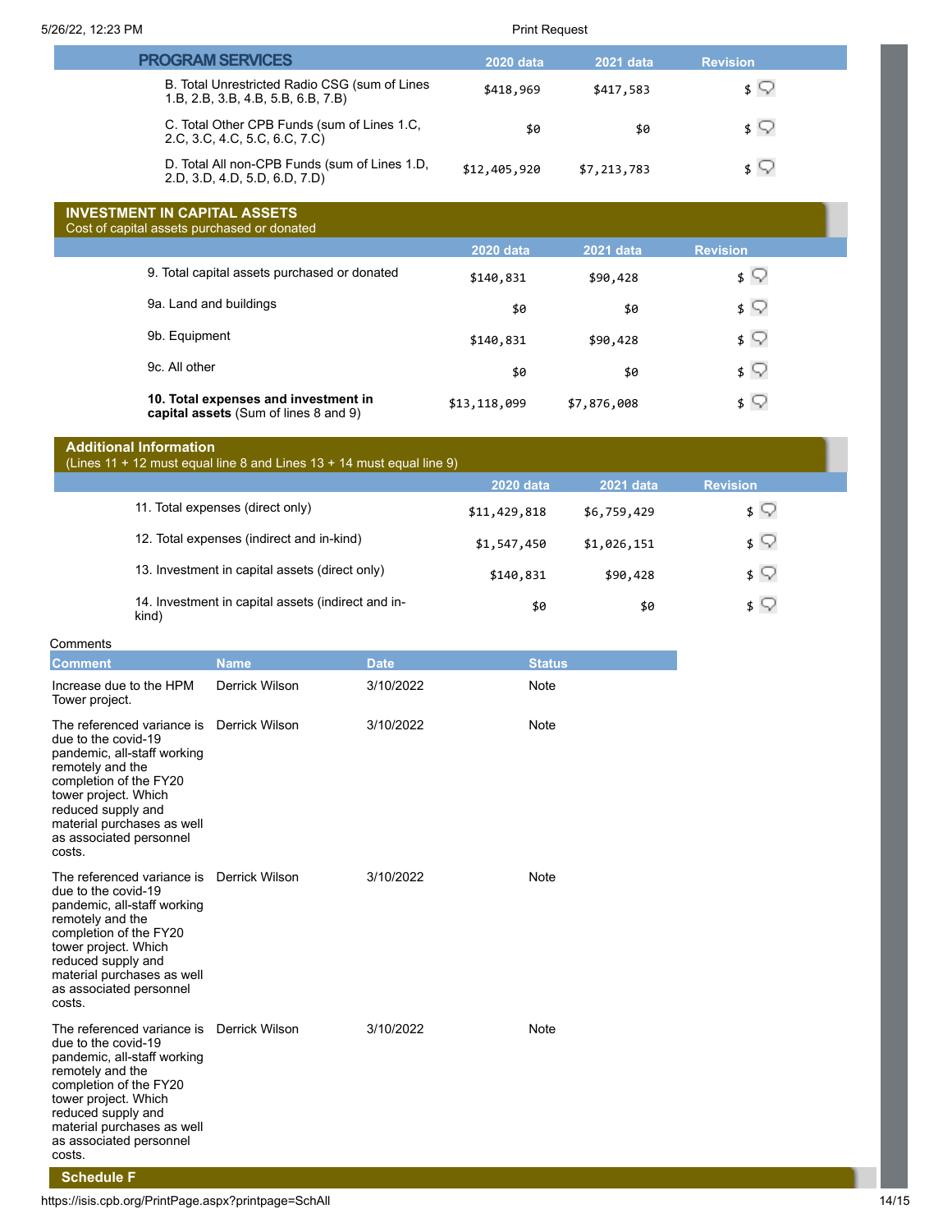| PROGRAM SERVICES | 2020 data | 2021 data | Revision |
|---|---|---|---|
| B. Total Unrestricted Radio CSG (sum of Lines 1.B, 2.B, 3.B, 4.B, 5.B, 6.B, 7.B) | $418,969 | $417,583 | $ |
| C. Total Other CPB Funds (sum of Lines 1.C, 2.C, 3.C, 4.C, 5.C, 6.C, 7.C) | $0 | $0 | $ |
| D. Total All non-CPB Funds (sum of Lines 1.D, 2.D, 3.D, 4.D, 5.D, 6.D, 7.D) | $12,405,920 | $7,213,783 | $ |

## INVESTMENT IN CAPITAL ASSETS

Cost of capital assets purchased or donated

| | 2020 data | 2021 data | Revision |
|---|---|---|---|
| 9. Total capital assets purchased or donated | $140,831 | $90,428 | $ |
| 9a. Land and buildings | $0 | $0 | $ |
| 9b. Equipment | $140,831 | $90,428 | $ |
| 9c. All other | $0 | $0 | $ |
| **10. Total expenses and investment in capital assets** (Sum of lines 8 and 9) | $13,118,099 | $7,876,008 | $ |

## Additional Information

(Lines 11 + 12 must equal line 8 and Lines 13 + 14 must equal line 9)

| | 2020 data | 2021 data | Revision |
|---|---|---|---|
| 11. Total expenses (direct only) | $11,429,818 | $6,759,429 | $ |
| 12. Total expenses (indirect and in-kind) | $1,547,450 | $1,026,151 | $ |
| 13. Investment in capital assets (direct only) | $140,831 | $90,428 | $ |
| 14. Investment in capital assets (indirect and in-kind) | $0 | $0 | $ |

Comments

| Comment | Name | Date | Status |
|---|---|---|---|
| Increase due to the HPM Tower project. | Derrick Wilson | 3/10/2022 | Note |
| The referenced variance is due to the covid-19 pandemic, all-staff working remotely and the completion of the FY20 tower project. Which reduced supply and material purchases as well as associated personnel costs. | Derrick Wilson | 3/10/2022 | Note |
| The referenced variance is due to the covid-19 pandemic, all-staff working remotely and the completion of the FY20 tower project. Which reduced supply and material purchases as well as associated personnel costs. | Derrick Wilson | 3/10/2022 | Note |
| The referenced variance is due to the covid-19 pandemic, all-staff working remotely and the completion of the FY20 tower project. Which reduced supply and material purchases as well as associated personnel costs. | Derrick Wilson | 3/10/2022 | Note |

## Schedule F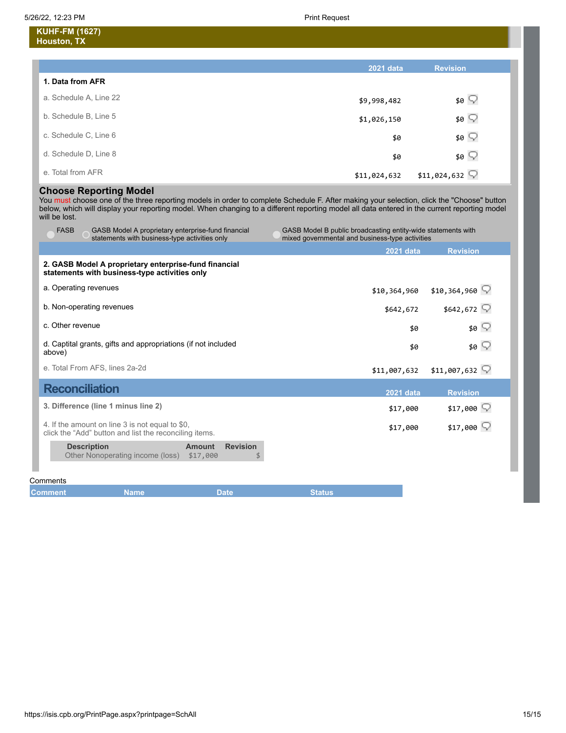**KUHF-FM (1627)**
**Houston, TX**

| | 2021 data | Revision |
|---|---|---|
| **1. Data from AFR** | | |
| a. Schedule A, Line 22 | $9,998,482 | $0 |
| b. Schedule B, Line 5 | $1,026,150 | $0 |
| c. Schedule C, Line 6 | $0 | $0 |
| d. Schedule D, Line 8 | $0 | $0 |
| e. Total from AFR | $11,024,632 | $11,024,632 |

## Choose Reporting Model

You must choose one of the three reporting models in order to complete Schedule F. After making your selection, click the "Choose" button below, which will display your reporting model. When changing to a different reporting model all data entered in the current reporting model will be lost.

- FASB
- GASB Model A proprietary enterprise-fund financial statements with business-type activities only
- GASB Model B public broadcasting entity-wide statements with mixed governmental and business-type activities

| | 2021 data | Revision |
|---|---|---|
| **2. GASB Model A proprietary enterprise-fund financial statements with business-type activities only** | | |
| a. Operating revenues | $10,364,960 | $10,364,960 |
| b. Non-operating revenues | $642,672 | $642,672 |
| c. Other revenue | $0 | $0 |
| d. Captital grants, gifts and appropriations (if not included above) | $0 | $0 |
| e. Total From AFS, lines 2a-2d | $11,007,632 | $11,007,632 |

## Reconciliation

| | 2021 data | Revision |
|---|---|---|
| **3. Difference (line 1 minus line 2)** | $17,000 | $17,000 |
| 4. If the amount on line 3 is not equal to $0, click the “Add” button and list the reconciling items. | $17,000 | $17,000 |

| Description | Amount | Revision |
|---|---|---|
| Other Nonoperating income (loss) | $17,000 | $ |

Comments

| Comment | Name | Date | Status |
|---|---|---|---|